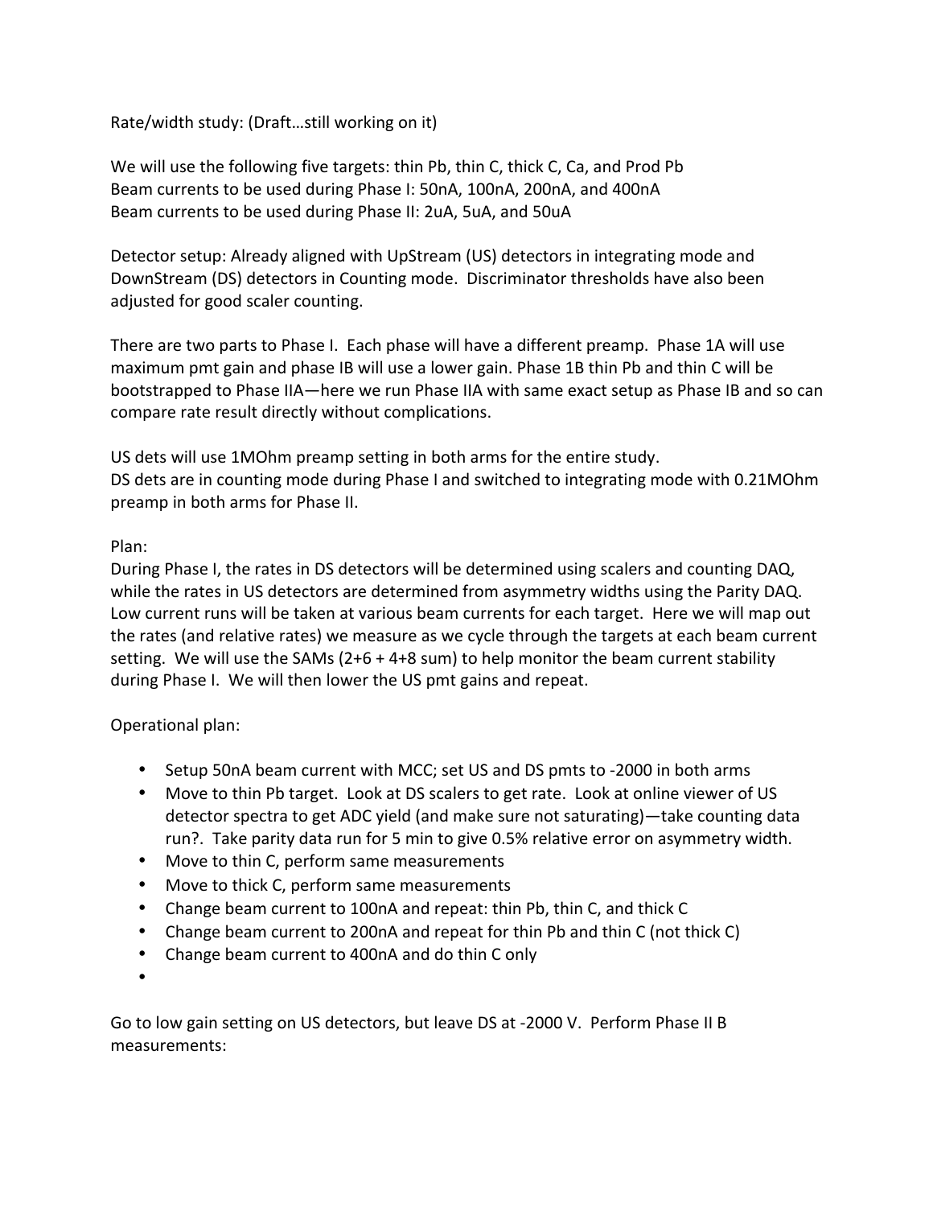Rate/width study: (Draft…still working on it)

We will use the following five targets: thin Pb, thin C, thick C, Ca, and Prod Pb
Beam currents to be used during Phase I: 50nA, 100nA, 200nA, and 400nA
Beam currents to be used during Phase II: 2uA, 5uA, and 50uA

Detector setup: Already aligned with UpStream (US) detectors in integrating mode and DownStream (DS) detectors in Counting mode. Discriminator thresholds have also been adjusted for good scaler counting.

There are two parts to Phase I. Each phase will have a different preamp. Phase 1A will use maximum pmt gain and phase IB will use a lower gain. Phase 1B thin Pb and thin C will be bootstrapped to Phase IIA—here we run Phase IIA with same exact setup as Phase IB and so can compare rate result directly without complications.

US dets will use 1MOhm preamp setting in both arms for the entire study.
DS dets are in counting mode during Phase I and switched to integrating mode with 0.21MOhm preamp in both arms for Phase II.

Plan:
During Phase I, the rates in DS detectors will be determined using scalers and counting DAQ, while the rates in US detectors are determined from asymmetry widths using the Parity DAQ. Low current runs will be taken at various beam currents for each target. Here we will map out the rates (and relative rates) we measure as we cycle through the targets at each beam current setting. We will use the SAMs (2+6 + 4+8 sum) to help monitor the beam current stability during Phase I. We will then lower the US pmt gains and repeat.

Operational plan:

- Setup 50nA beam current with MCC; set US and DS pmts to -2000 in both arms
- Move to thin Pb target. Look at DS scalers to get rate. Look at online viewer of US detector spectra to get ADC yield (and make sure not saturating)—take counting data run?. Take parity data run for 5 min to give 0.5% relative error on asymmetry width.
- Move to thin C, perform same measurements
- Move to thick C, perform same measurements
- Change beam current to 100nA and repeat: thin Pb, thin C, and thick C
- Change beam current to 200nA and repeat for thin Pb and thin C (not thick C)
- Change beam current to 400nA and do thin C only
-

Go to low gain setting on US detectors, but leave DS at -2000 V. Perform Phase II B measurements: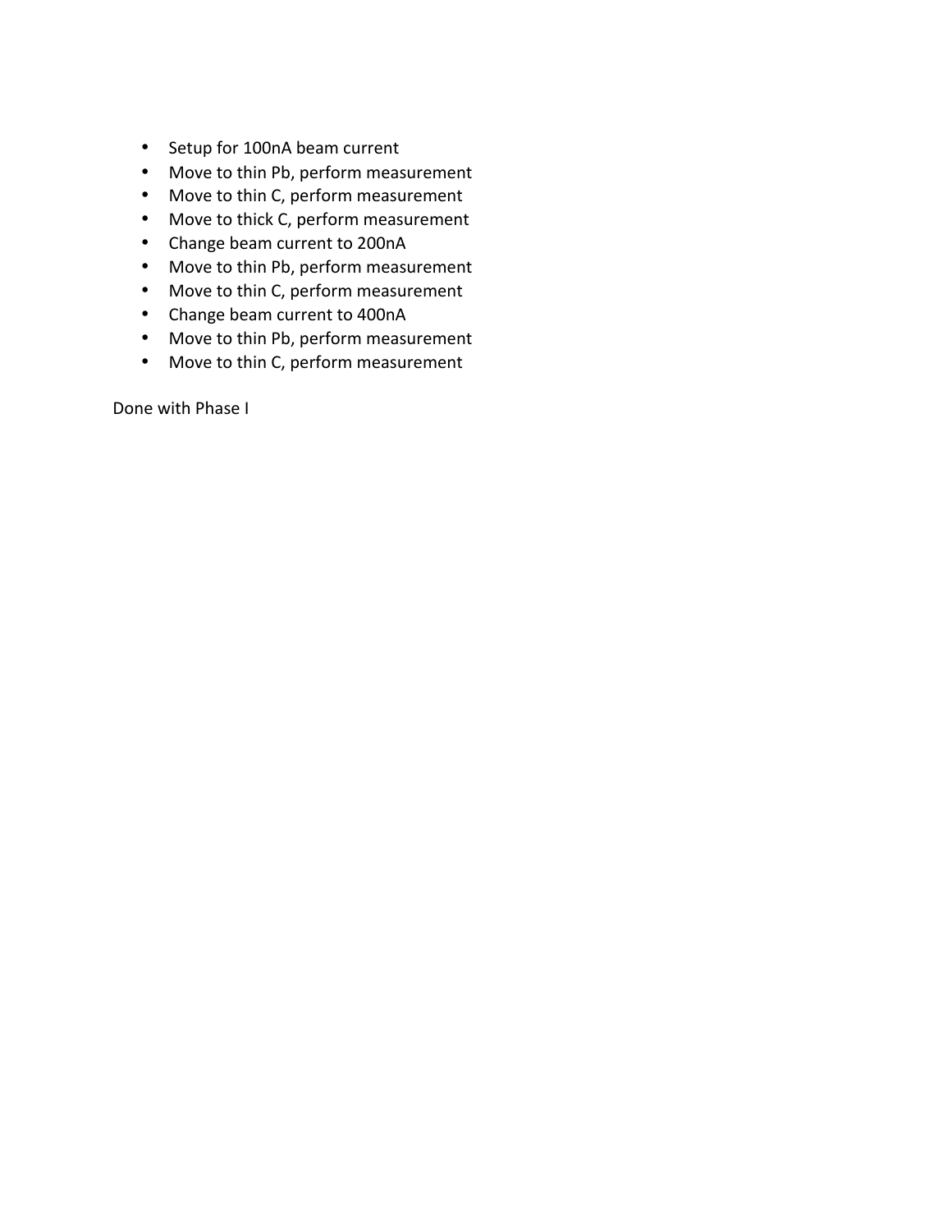- Setup for 100nA beam current
- Move to thin Pb, perform measurement
- Move to thin C, perform measurement
- Move to thick C, perform measurement
- Change beam current to 200nA
- Move to thin Pb, perform measurement
- Move to thin C, perform measurement
- Change beam current to 400nA
- Move to thin Pb, perform measurement
- Move to thin C, perform measurement

Done with Phase I